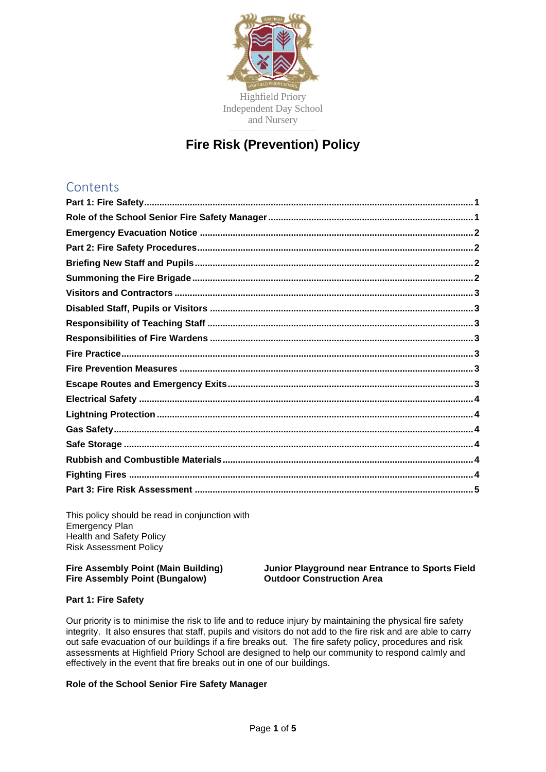Highfield Priory
Independent Day School
and Nursery

# Fire Risk (Prevention) Policy

## Contents

- Part 1: Fire Safety ... 1
- Role of the School Senior Fire Safety Manager ... 1
- Emergency Evacuation Notice ... 2
- Part 2: Fire Safety Procedures ... 2
- Briefing New Staff and Pupils ... 2
- Summoning the Fire Brigade ... 2
- Visitors and Contractors ... 3
- Disabled Staff, Pupils or Visitors ... 3
- Responsibility of Teaching Staff ... 3
- Responsibilities of Fire Wardens ... 3
- Fire Practice ... 3
- Fire Prevention Measures ... 3
- Escape Routes and Emergency Exits ... 3
- Electrical Safety ... 4
- Lightning Protection ... 4
- Gas Safety ... 4
- Safe Storage ... 4
- Rubbish and Combustible Materials ... 4
- Fighting Fires ... 4
- Part 3: Fire Risk Assessment ... 5

This policy should be read in conjunction with
Emergency Plan
Health and Safety Policy
Risk Assessment Policy

| | |
|---|---|
| **Fire Assembly Point (Main Building)** | **Junior Playground near Entrance to Sports Field** |
| **Fire Assembly Point (Bungalow)** | **Outdoor Construction Area** |

## Part 1: Fire Safety

Our priority is to minimise the risk to life and to reduce injury by maintaining the physical fire safety integrity. It also ensures that staff, pupils and visitors do not add to the fire risk and are able to carry out safe evacuation of our buildings if a fire breaks out. The fire safety policy, procedures and risk assessments at Highfield Priory School are designed to help our community to respond calmly and effectively in the event that fire breaks out in one of our buildings.

### Role of the School Senior Fire Safety Manager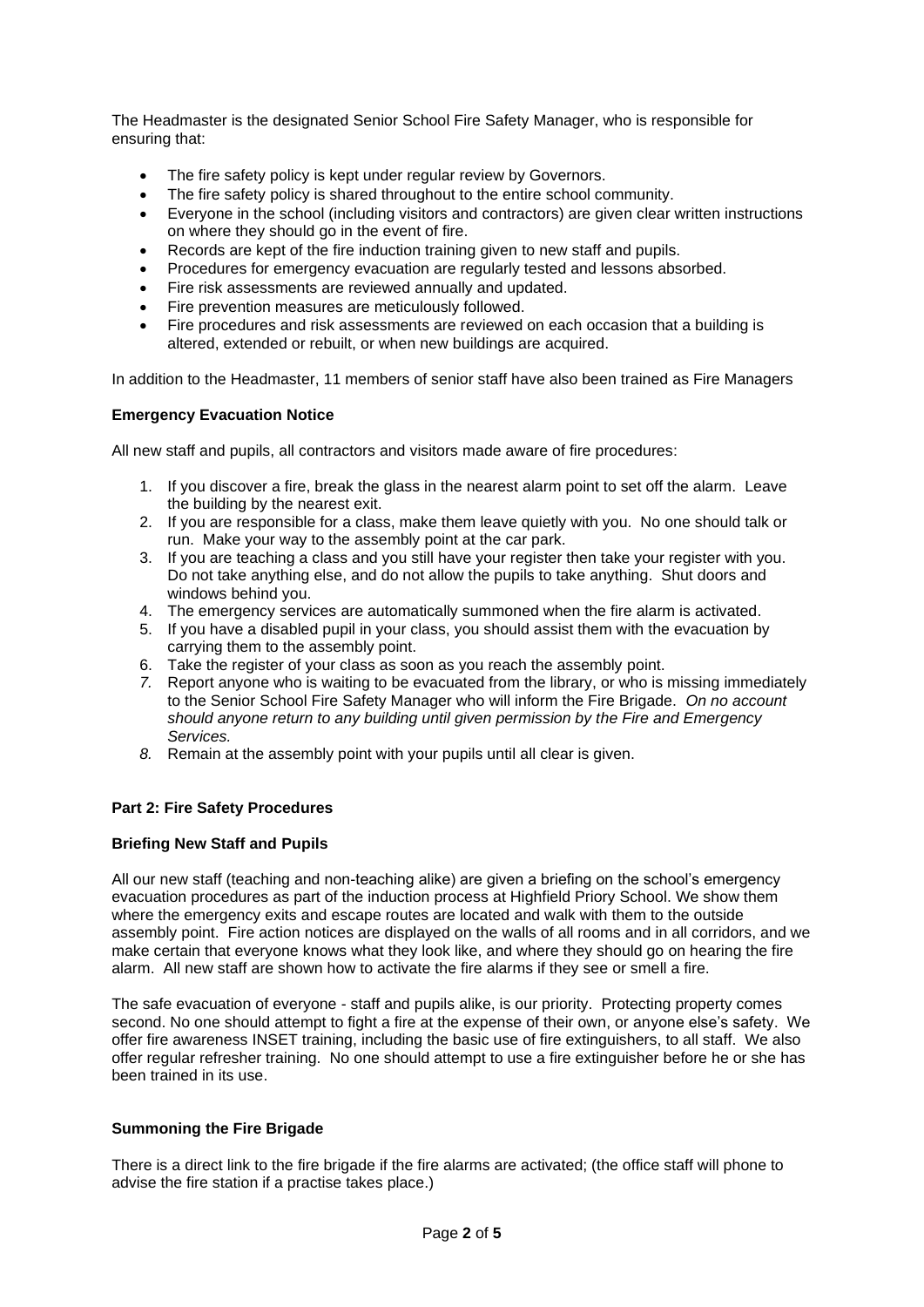The Headmaster is the designated Senior School Fire Safety Manager, who is responsible for ensuring that:

- The fire safety policy is kept under regular review by Governors.
- The fire safety policy is shared throughout to the entire school community.
- Everyone in the school (including visitors and contractors) are given clear written instructions on where they should go in the event of fire.
- Records are kept of the fire induction training given to new staff and pupils.
- Procedures for emergency evacuation are regularly tested and lessons absorbed.
- Fire risk assessments are reviewed annually and updated.
- Fire prevention measures are meticulously followed.
- Fire procedures and risk assessments are reviewed on each occasion that a building is altered, extended or rebuilt, or when new buildings are acquired.

In addition to the Headmaster, 11 members of senior staff have also been trained as Fire Managers

**Emergency Evacuation Notice**

All new staff and pupils, all contractors and visitors made aware of fire procedures:

1. If you discover a fire, break the glass in the nearest alarm point to set off the alarm. Leave the building by the nearest exit.
2. If you are responsible for a class, make them leave quietly with you. No one should talk or run. Make your way to the assembly point at the car park.
3. If you are teaching a class and you still have your register then take your register with you. Do not take anything else, and do not allow the pupils to take anything. Shut doors and windows behind you.
4. The emergency services are automatically summoned when the fire alarm is activated.
5. If you have a disabled pupil in your class, you should assist them with the evacuation by carrying them to the assembly point.
6. Take the register of your class as soon as you reach the assembly point.
7. Report anyone who is waiting to be evacuated from the library, or who is missing immediately to the Senior School Fire Safety Manager who will inform the Fire Brigade. *On no account should anyone return to any building until given permission by the Fire and Emergency Services.*
8. Remain at the assembly point with your pupils until all clear is given.

**Part 2: Fire Safety Procedures**

**Briefing New Staff and Pupils**

All our new staff (teaching and non-teaching alike) are given a briefing on the school's emergency evacuation procedures as part of the induction process at Highfield Priory School. We show them where the emergency exits and escape routes are located and walk with them to the outside assembly point. Fire action notices are displayed on the walls of all rooms and in all corridors, and we make certain that everyone knows what they look like, and where they should go on hearing the fire alarm. All new staff are shown how to activate the fire alarms if they see or smell a fire.

The safe evacuation of everyone - staff and pupils alike, is our priority. Protecting property comes second. No one should attempt to fight a fire at the expense of their own, or anyone else's safety. We offer fire awareness INSET training, including the basic use of fire extinguishers, to all staff. We also offer regular refresher training. No one should attempt to use a fire extinguisher before he or she has been trained in its use.

**Summoning the Fire Brigade**

There is a direct link to the fire brigade if the fire alarms are activated; (the office staff will phone to advise the fire station if a practise takes place.)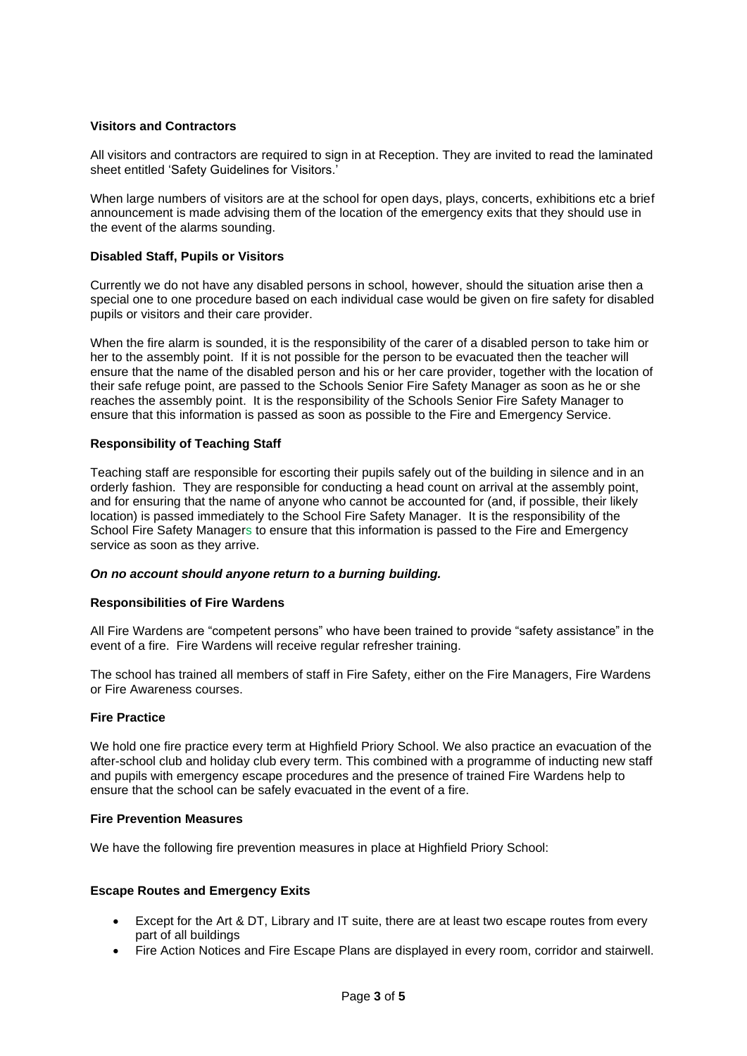**Visitors and Contractors**

All visitors and contractors are required to sign in at Reception. They are invited to read the laminated sheet entitled 'Safety Guidelines for Visitors.'

When large numbers of visitors are at the school for open days, plays, concerts, exhibitions etc a brief announcement is made advising them of the location of the emergency exits that they should use in the event of the alarms sounding.

**Disabled Staff, Pupils or Visitors**

Currently we do not have any disabled persons in school, however, should the situation arise then a special one to one procedure based on each individual case would be given on fire safety for disabled pupils or visitors and their care provider.

When the fire alarm is sounded, it is the responsibility of the carer of a disabled person to take him or her to the assembly point. If it is not possible for the person to be evacuated then the teacher will ensure that the name of the disabled person and his or her care provider, together with the location of their safe refuge point, are passed to the Schools Senior Fire Safety Manager as soon as he or she reaches the assembly point. It is the responsibility of the Schools Senior Fire Safety Manager to ensure that this information is passed as soon as possible to the Fire and Emergency Service.

**Responsibility of Teaching Staff**

Teaching staff are responsible for escorting their pupils safely out of the building in silence and in an orderly fashion. They are responsible for conducting a head count on arrival at the assembly point, and for ensuring that the name of anyone who cannot be accounted for (and, if possible, their likely location) is passed immediately to the School Fire Safety Manager. It is the responsibility of the School Fire Safety Managers to ensure that this information is passed to the Fire and Emergency service as soon as they arrive.

***On no account should anyone return to a burning building.***

**Responsibilities of Fire Wardens**

All Fire Wardens are "competent persons" who have been trained to provide "safety assistance" in the event of a fire. Fire Wardens will receive regular refresher training.

The school has trained all members of staff in Fire Safety, either on the Fire Managers, Fire Wardens or Fire Awareness courses.

**Fire Practice**

We hold one fire practice every term at Highfield Priory School. We also practice an evacuation of the after-school club and holiday club every term. This combined with a programme of inducting new staff and pupils with emergency escape procedures and the presence of trained Fire Wardens help to ensure that the school can be safely evacuated in the event of a fire.

**Fire Prevention Measures**

We have the following fire prevention measures in place at Highfield Priory School:

**Escape Routes and Emergency Exits**

- Except for the Art & DT, Library and IT suite, there are at least two escape routes from every part of all buildings
- Fire Action Notices and Fire Escape Plans are displayed in every room, corridor and stairwell.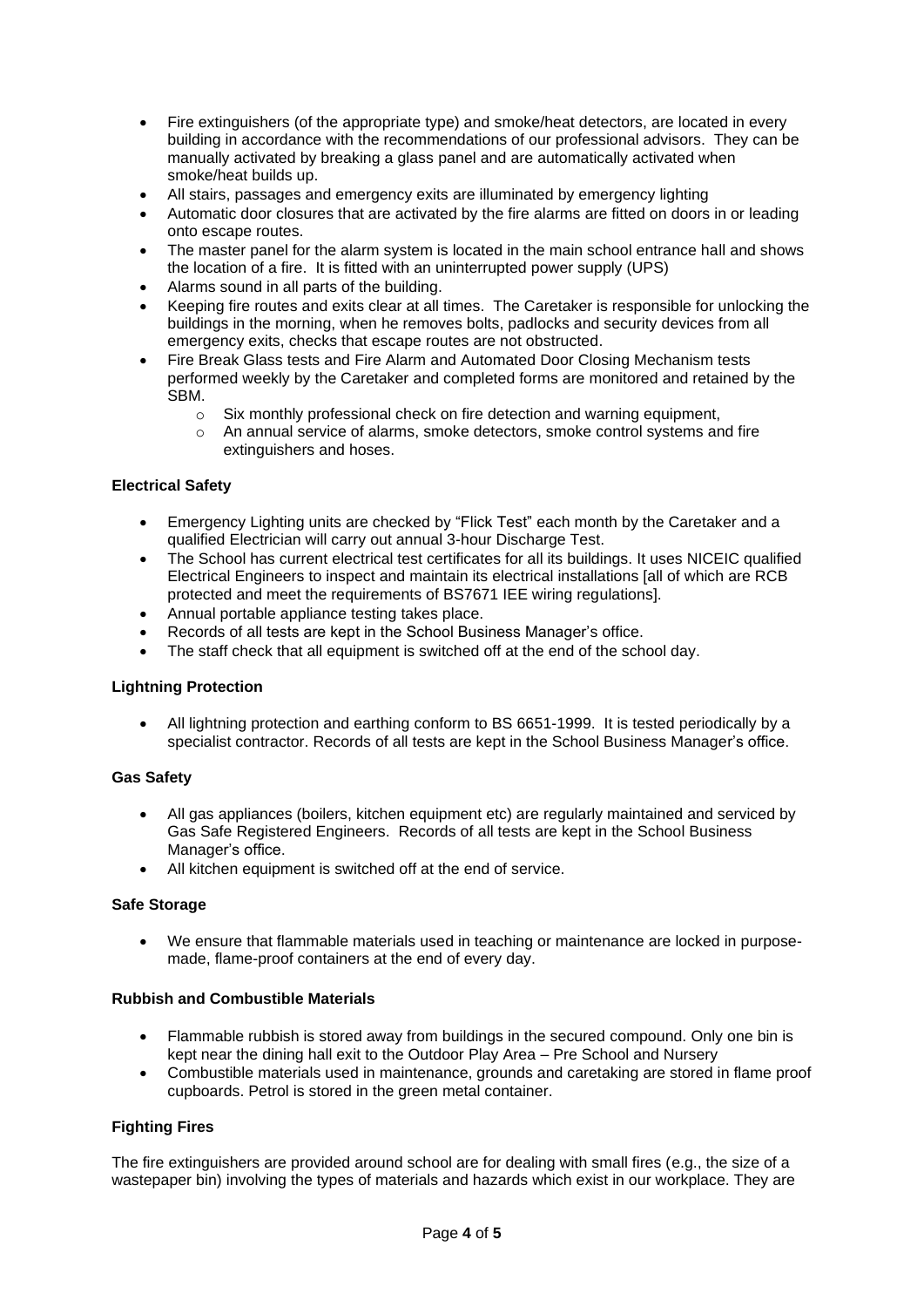- Fire extinguishers (of the appropriate type) and smoke/heat detectors, are located in every building in accordance with the recommendations of our professional advisors. They can be manually activated by breaking a glass panel and are automatically activated when smoke/heat builds up.
- All stairs, passages and emergency exits are illuminated by emergency lighting
- Automatic door closures that are activated by the fire alarms are fitted on doors in or leading onto escape routes.
- The master panel for the alarm system is located in the main school entrance hall and shows the location of a fire. It is fitted with an uninterrupted power supply (UPS)
- Alarms sound in all parts of the building.
- Keeping fire routes and exits clear at all times. The Caretaker is responsible for unlocking the buildings in the morning, when he removes bolts, padlocks and security devices from all emergency exits, checks that escape routes are not obstructed.
- Fire Break Glass tests and Fire Alarm and Automated Door Closing Mechanism tests performed weekly by the Caretaker and completed forms are monitored and retained by the SBM.
    - Six monthly professional check on fire detection and warning equipment,
    - An annual service of alarms, smoke detectors, smoke control systems and fire extinguishers and hoses.

**Electrical Safety**

- Emergency Lighting units are checked by "Flick Test" each month by the Caretaker and a qualified Electrician will carry out annual 3-hour Discharge Test.
- The School has current electrical test certificates for all its buildings. It uses NICEIC qualified Electrical Engineers to inspect and maintain its electrical installations [all of which are RCB protected and meet the requirements of BS7671 IEE wiring regulations].
- Annual portable appliance testing takes place.
- Records of all tests are kept in the School Business Manager's office.
- The staff check that all equipment is switched off at the end of the school day.

**Lightning Protection**

- All lightning protection and earthing conform to BS 6651-1999. It is tested periodically by a specialist contractor. Records of all tests are kept in the School Business Manager's office.

**Gas Safety**

- All gas appliances (boilers, kitchen equipment etc) are regularly maintained and serviced by Gas Safe Registered Engineers. Records of all tests are kept in the School Business Manager's office.
- All kitchen equipment is switched off at the end of service.

**Safe Storage**

- We ensure that flammable materials used in teaching or maintenance are locked in purpose-made, flame-proof containers at the end of every day.

**Rubbish and Combustible Materials**

- Flammable rubbish is stored away from buildings in the secured compound. Only one bin is kept near the dining hall exit to the Outdoor Play Area – Pre School and Nursery
- Combustible materials used in maintenance, grounds and caretaking are stored in flame proof cupboards. Petrol is stored in the green metal container.

**Fighting Fires**

The fire extinguishers are provided around school are for dealing with small fires (e.g., the size of a wastepaper bin) involving the types of materials and hazards which exist in our workplace. They are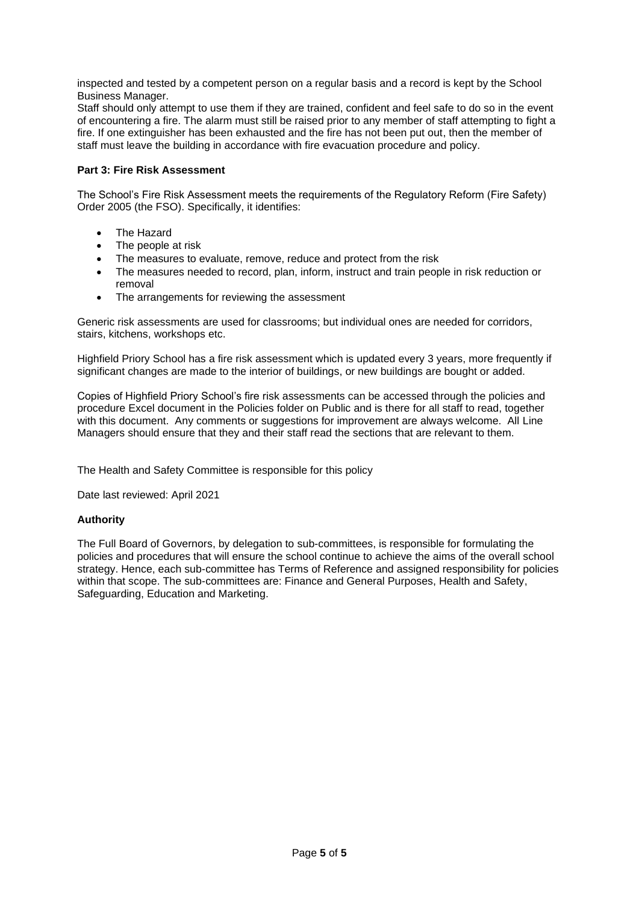inspected and tested by a competent person on a regular basis and a record is kept by the School Business Manager.
Staff should only attempt to use them if they are trained, confident and feel safe to do so in the event of encountering a fire. The alarm must still be raised prior to any member of staff attempting to fight a fire. If one extinguisher has been exhausted and the fire has not been put out, then the member of staff must leave the building in accordance with fire evacuation procedure and policy.

**Part 3: Fire Risk Assessment**

The School's Fire Risk Assessment meets the requirements of the Regulatory Reform (Fire Safety) Order 2005 (the FSO). Specifically, it identifies:

- The Hazard
- The people at risk
- The measures to evaluate, remove, reduce and protect from the risk
- The measures needed to record, plan, inform, instruct and train people in risk reduction or removal
- The arrangements for reviewing the assessment

Generic risk assessments are used for classrooms; but individual ones are needed for corridors, stairs, kitchens, workshops etc.

Highfield Priory School has a fire risk assessment which is updated every 3 years, more frequently if significant changes are made to the interior of buildings, or new buildings are bought or added.

Copies of Highfield Priory School's fire risk assessments can be accessed through the policies and procedure Excel document in the Policies folder on Public and is there for all staff to read, together with this document. Any comments or suggestions for improvement are always welcome. All Line Managers should ensure that they and their staff read the sections that are relevant to them.

The Health and Safety Committee is responsible for this policy

Date last reviewed: April 2021

**Authority**

The Full Board of Governors, by delegation to sub-committees, is responsible for formulating the policies and procedures that will ensure the school continue to achieve the aims of the overall school strategy. Hence, each sub-committee has Terms of Reference and assigned responsibility for policies within that scope. The sub-committees are: Finance and General Purposes, Health and Safety, Safeguarding, Education and Marketing.